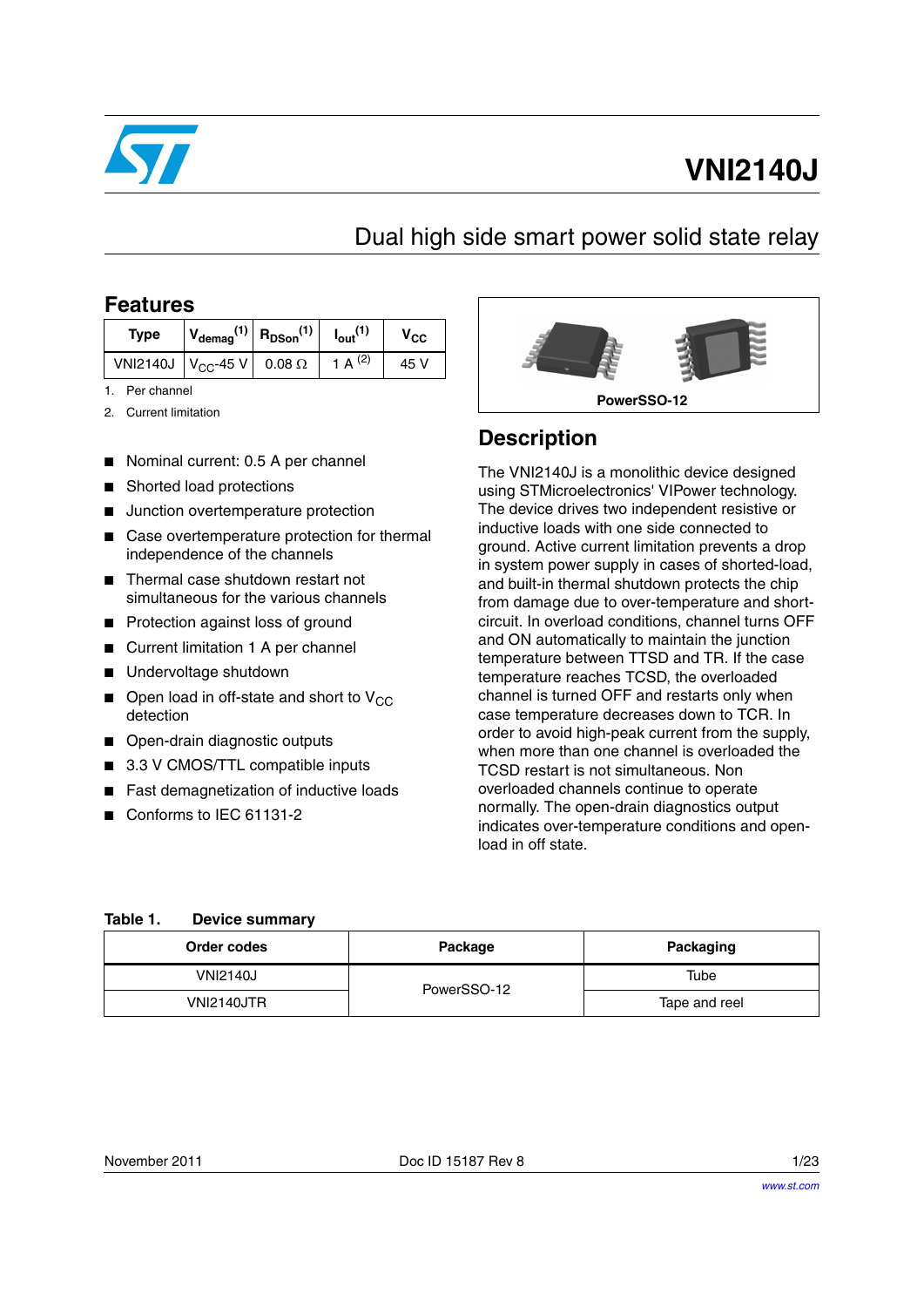# VNI2140J

## Dual high side smart power solid state relay

## Features

| Type | $V_{demag}$ (1) | $R_{DSon}$ (1) | $I_{out}$ (1) | $V_{CC}$ |
|---|---|---|---|---|
| VNI2140J | $V_{CC}$-45 V | 0.08 Ω | 1 A (2) | 45 V |

1. Per channel
2. Current limitation

- Nominal current: 0.5 A per channel
- Shorted load protections
- Junction overtemperature protection
- Case overtemperature protection for thermal independence of the channels
- Thermal case shutdown restart not simultaneous for the various channels
- Protection against loss of ground
- Current limitation 1 A per channel
- Undervoltage shutdown
- Open load in off-state and short to $V_{CC}$ detection
- Open-drain diagnostic outputs
- 3.3 V CMOS/TTL compatible inputs
- Fast demagnetization of inductive loads
- Conforms to IEC 61131-2

PowerSSO-12

## Description

The VNI2140J is a monolithic device designed using STMicroelectronics' VIPower technology. The device drives two independent resistive or inductive loads with one side connected to ground. Active current limitation prevents a drop in system power supply in cases of shorted-load, and built-in thermal shutdown protects the chip from damage due to over-temperature and short-circuit. In overload conditions, channel turns OFF and ON automatically to maintain the junction temperature between TTSD and TR. If the case temperature reaches TCSD, the overloaded channel is turned OFF and restarts only when case temperature decreases down to TCR. In order to avoid high-peak current from the supply, when more than one channel is overloaded the TCSD restart is not simultaneous. Non overloaded channels continue to operate normally. The open-drain diagnostics output indicates over-temperature conditions and open-load in off state.

**Table 1. Device summary**

| Order codes | Package | Packaging |
|---|---|---|
| VNI2140J | PowerSSO-12 | Tube |
| VNI2140JTR | | Tape and reel |

November 2011 Doc ID 15187 Rev 8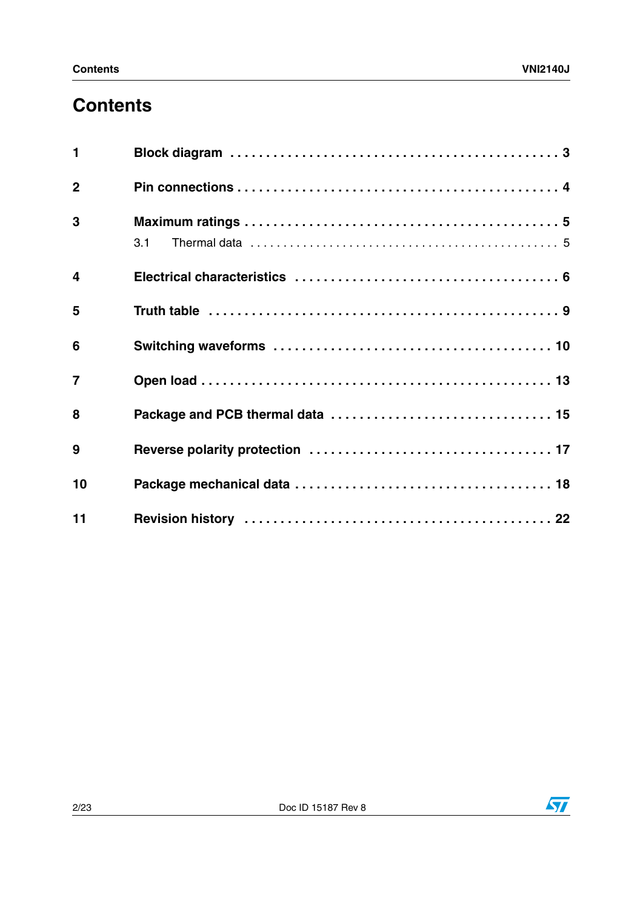# Contents

1 Block diagram . . . . . . . . . . . . . . . . . . . . . . . . . . . . . . . . . . . . . . . . . . . . 3

2 Pin connections . . . . . . . . . . . . . . . . . . . . . . . . . . . . . . . . . . . . . . . . . . . 4

3 Maximum ratings . . . . . . . . . . . . . . . . . . . . . . . . . . . . . . . . . . . . . . . . . . 5

3.1 Thermal data . . . . . . . . . . . . . . . . . . . . . . . . . . . . . . . . . . . . . . . . . . . . 5

4 Electrical characteristics . . . . . . . . . . . . . . . . . . . . . . . . . . . . . . . . . . . 6

5 Truth table . . . . . . . . . . . . . . . . . . . . . . . . . . . . . . . . . . . . . . . . . . . . . . 9

6 Switching waveforms . . . . . . . . . . . . . . . . . . . . . . . . . . . . . . . . . . . . . 10

7 Open load . . . . . . . . . . . . . . . . . . . . . . . . . . . . . . . . . . . . . . . . . . . . . . 13

8 Package and PCB thermal data . . . . . . . . . . . . . . . . . . . . . . . . . . . . . 15

9 Reverse polarity protection . . . . . . . . . . . . . . . . . . . . . . . . . . . . . . . 17

10 Package mechanical data . . . . . . . . . . . . . . . . . . . . . . . . . . . . . . . . . 18

11 Revision history . . . . . . . . . . . . . . . . . . . . . . . . . . . . . . . . . . . . . . . . 22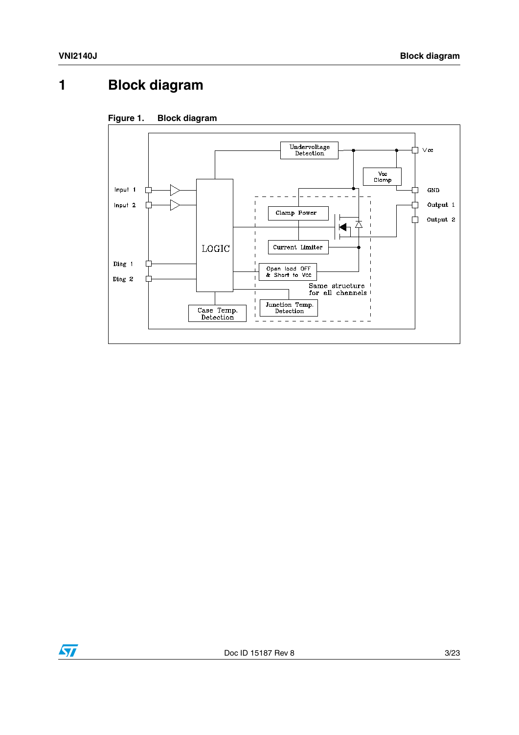# 1 Block diagram

Figure 1. Block diagram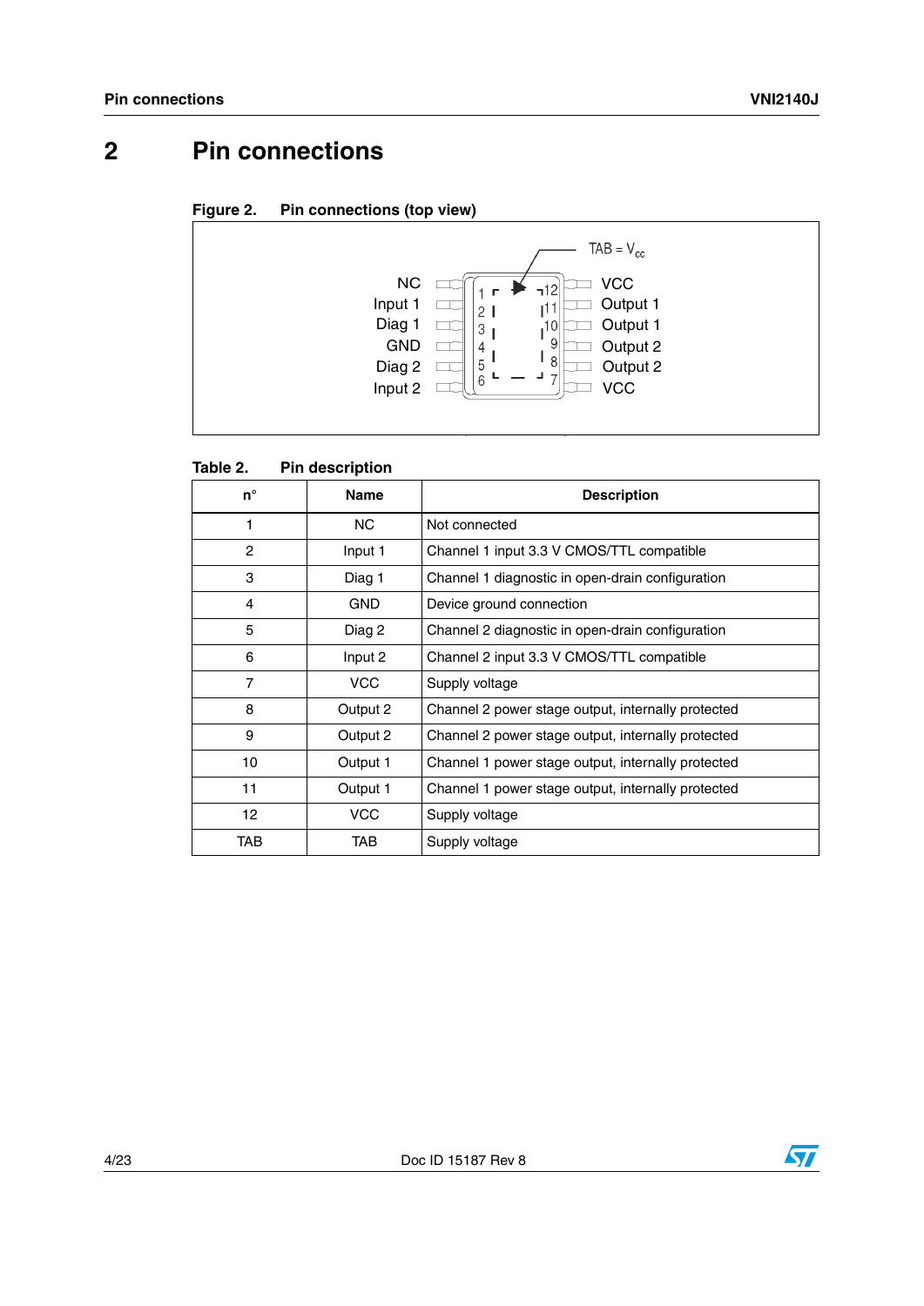# 2 Pin connections

**Figure 2. Pin connections (top view)**

**Table 2. Pin description**

| n° | Name | Description |
|---|---|---|
| 1 | NC | Not connected |
| 2 | Input 1 | Channel 1 input 3.3 V CMOS/TTL compatible |
| 3 | Diag 1 | Channel 1 diagnostic in open-drain configuration |
| 4 | GND | Device ground connection |
| 5 | Diag 2 | Channel 2 diagnostic in open-drain configuration |
| 6 | Input 2 | Channel 2 input 3.3 V CMOS/TTL compatible |
| 7 | VCC | Supply voltage |
| 8 | Output 2 | Channel 2 power stage output, internally protected |
| 9 | Output 2 | Channel 2 power stage output, internally protected |
| 10 | Output 1 | Channel 1 power stage output, internally protected |
| 11 | Output 1 | Channel 1 power stage output, internally protected |
| 12 | VCC | Supply voltage |
| TAB | TAB | Supply voltage |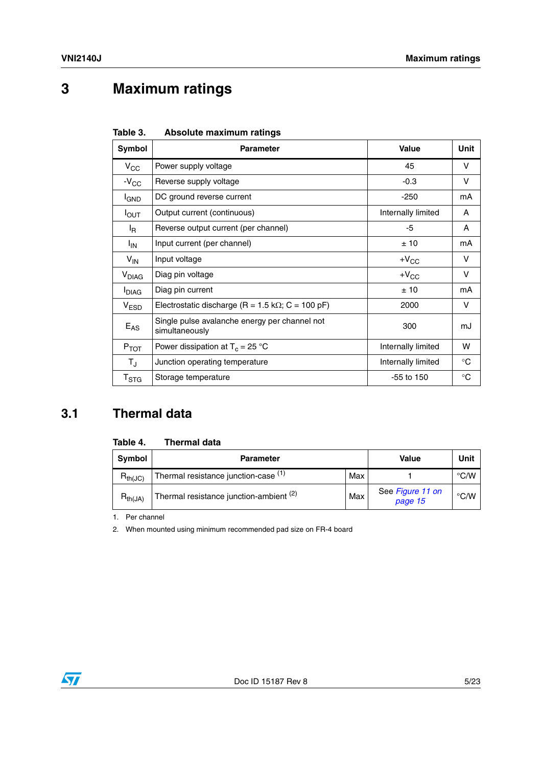# 3 Maximum ratings

Table 3. Absolute maximum ratings

| Symbol | Parameter | Value | Unit |
|---|---|---|---|
| $V_{CC}$ | Power supply voltage | 45 | V |
| $-V_{CC}$ | Reverse supply voltage | -0.3 | V |
| $I_{GND}$ | DC ground reverse current | -250 | mA |
| $I_{OUT}$ | Output current (continuous) | Internally limited | A |
| $I_R$ | Reverse output current (per channel) | -5 | A |
| $I_{IN}$ | Input current (per channel) | ± 10 | mA |
| $V_{IN}$ | Input voltage | $+V_{CC}$ | V |
| $V_{DIAG}$ | Diag pin voltage | $+V_{CC}$ | V |
| $I_{DIAG}$ | Diag pin current | ± 10 | mA |
| $V_{ESD}$ | Electrostatic discharge (R = 1.5 kΩ; C = 100 pF) | 2000 | V |
| $E_{AS}$ | Single pulse avalanche energy per channel not simultaneously | 300 | mJ |
| $P_{TOT}$ | Power dissipation at $T_c$ = 25 °C | Internally limited | W |
| $T_J$ | Junction operating temperature | Internally limited | °C |
| $T_{STG}$ | Storage temperature | -55 to 150 | °C |

## 3.1 Thermal data

Table 4. Thermal data

| Symbol | Parameter | | Value | Unit |
|---|---|---|---|---|
| $R_{th(JC)}$ | Thermal resistance junction-case [(1)] | Max | 1 | °C/W |
| $R_{th(JA)}$ | Thermal resistance junction-ambient [(2)] | Max | See *Figure 11 on page 15* | °C/W |

1. Per channel
2. When mounted using minimum recommended pad size on FR-4 board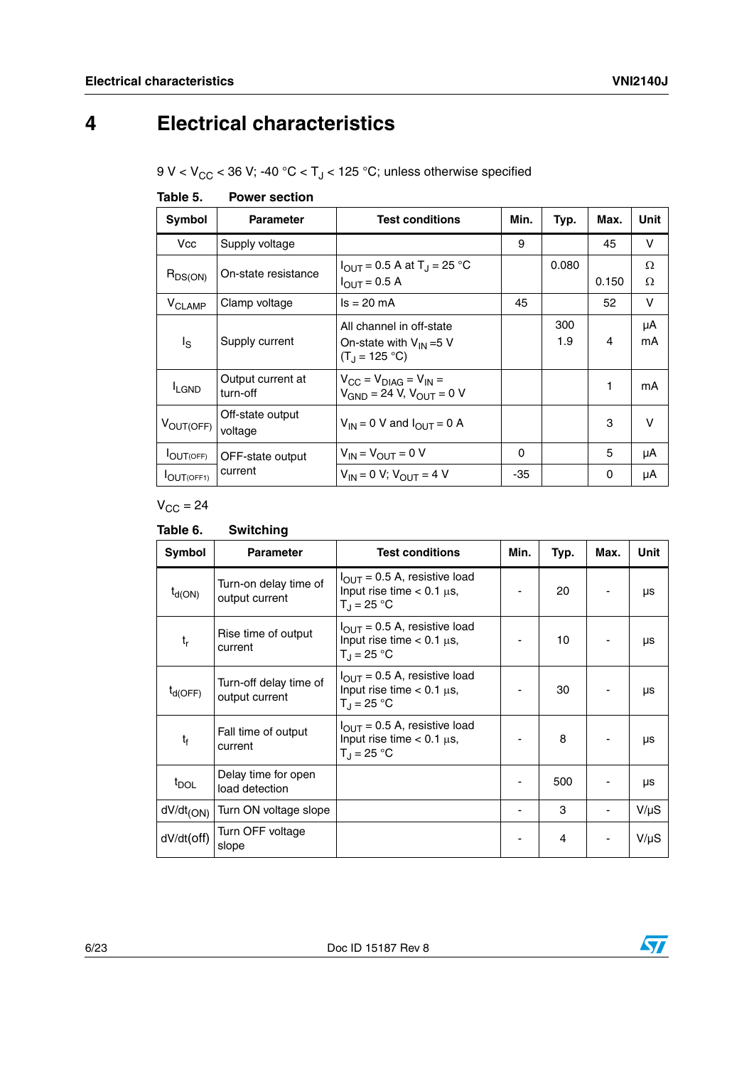# 4 Electrical characteristics

9 V < $V_{CC}$ < 36 V; -40 °C < $T_J$ < 125 °C; unless otherwise specified

**Table 5. Power section**

| Symbol | Parameter | Test conditions | Min. | Typ. | Max. | Unit |
|---|---|---|---|---|---|---|
| Vcc | Supply voltage | | 9 | | 45 | V |
| $R_{DS(ON)}$ | On-state resistance | $I_{OUT}$ = 0.5 A at $T_J$ = 25 °C<br>$I_{OUT}$ = 0.5 A | | 0.080 | <br>0.150 | Ω<br>Ω |
| $V_{CLAMP}$ | Clamp voltage | Is = 20 mA | 45 | | 52 | V |
| $I_S$ | Supply current | All channel in off-state<br>On-state with $V_{IN}$ =5 V ($T_J$ = 125 °C) | | 300<br>1.9 | <br>4 | µA<br>mA |
| $I_{LGND}$ | Output current at turn-off | $V_{CC}$ = $V_{DIAG}$ = $V_{IN}$ = $V_{GND}$ = 24 V, $V_{OUT}$ = 0 V | | | 1 | mA |
| $V_{OUT(OFF)}$ | Off-state output voltage | $V_{IN}$ = 0 V and $I_{OUT}$ = 0 A | | | 3 | V |
| $I_{OUT(OFF)}$ | OFF-state output current | $V_{IN}$ = $V_{OUT}$ = 0 V | 0 | | 5 | µA |
| $I_{OUT(OFF1)}$ | | $V_{IN}$ = 0 V; $V_{OUT}$ = 4 V | -35 | | 0 | µA |

$V_{CC}$ = 24

**Table 6. Switching**

| Symbol | Parameter | Test conditions | Min. | Typ. | Max. | Unit |
|---|---|---|---|---|---|---|
| $t_{d(ON)}$ | Turn-on delay time of output current | $I_{OUT}$ = 0.5 A, resistive load Input rise time < 0.1 µs, $T_J$ = 25 °C | - | 20 | - | µs |
| $t_r$ | Rise time of output current | $I_{OUT}$ = 0.5 A, resistive load Input rise time < 0.1 µs, $T_J$ = 25 °C | - | 10 | - | µs |
| $t_{d(OFF)}$ | Turn-off delay time of output current | $I_{OUT}$ = 0.5 A, resistive load Input rise time < 0.1 µs, $T_J$ = 25 °C | - | 30 | - | µs |
| $t_f$ | Fall time of output current | $I_{OUT}$ = 0.5 A, resistive load Input rise time < 0.1 µs, $T_J$ = 25 °C | - | 8 | - | µs |
| $t_{DOL}$ | Delay time for open load detection | | - | 500 | - | µs |
| $dV/dt_{(ON)}$ | Turn ON voltage slope | | - | 3 | - | V/µS |
| dV/dt(off) | Turn OFF voltage slope | | - | 4 | - | V/µS |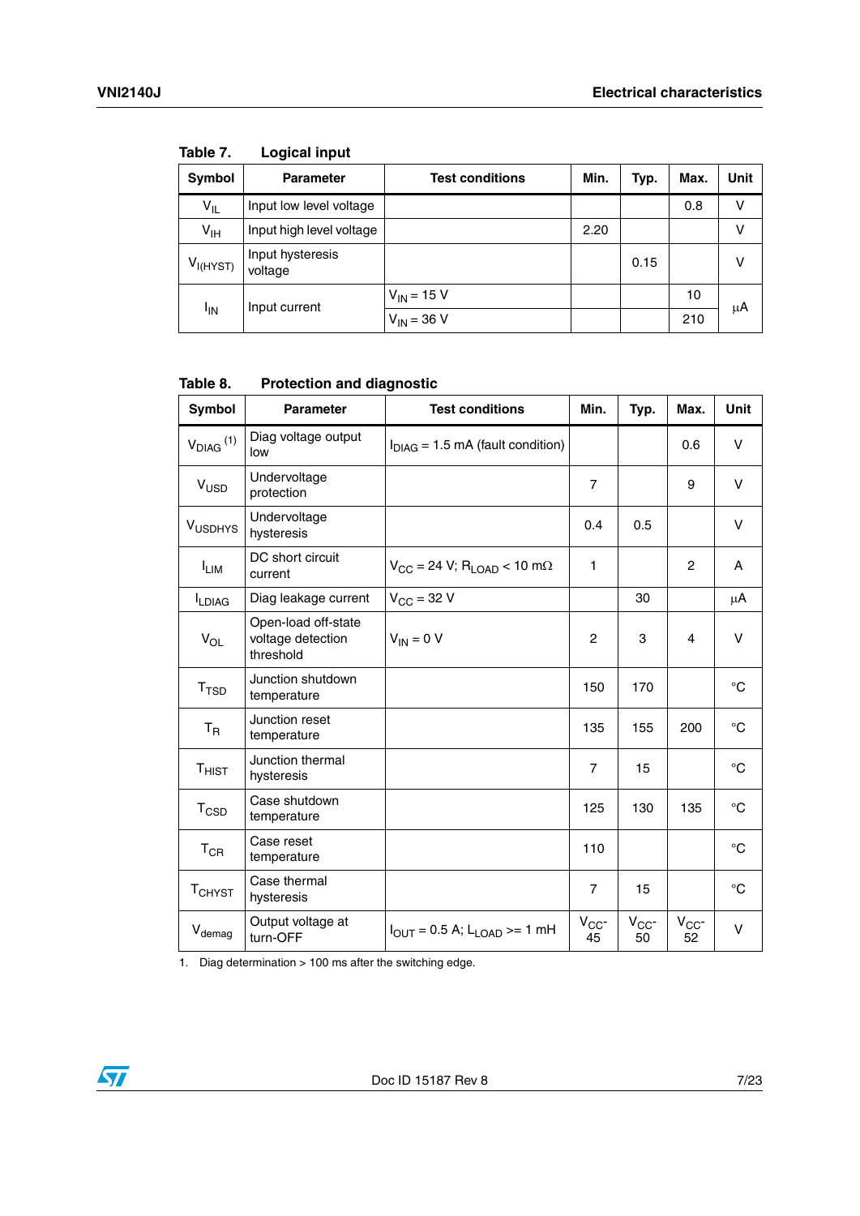Table 7. Logical input

| Symbol | Parameter | Test conditions | Min. | Typ. | Max. | Unit |
|---|---|---|---|---|---|---|
| $V_{IL}$ | Input low level voltage | | | | 0.8 | V |
| $V_{IH}$ | Input high level voltage | | 2.20 | | | V |
| $V_{I(HYST)}$ | Input hysteresis voltage | | | 0.15 | | V |
| $I_{IN}$ | Input current | $V_{IN}$ = 15 V | | | 10 | µA |
| | | $V_{IN}$ = 36 V | | | 210 | |

Table 8. Protection and diagnostic

| Symbol | Parameter | Test conditions | Min. | Typ. | Max. | Unit |
|---|---|---|---|---|---|---|
| $V_{DIAG}$ [(1)] | Diag voltage output low | $I_{DIAG}$ = 1.5 mA (fault condition) | | | 0.6 | V |
| $V_{USD}$ | Undervoltage protection | | 7 | | 9 | V |
| $V_{USDHYS}$ | Undervoltage hysteresis | | 0.4 | 0.5 | | V |
| $I_{LIM}$ | DC short circuit current | $V_{CC}$ = 24 V; $R_{LOAD}$ < 10 mΩ | 1 | | 2 | A |
| $I_{LDIAG}$ | Diag leakage current | $V_{CC}$ = 32 V | | 30 | | µA |
| $V_{OL}$ | Open-load off-state voltage detection threshold | $V_{IN}$ = 0 V | 2 | 3 | 4 | V |
| $T_{TSD}$ | Junction shutdown temperature | | 150 | 170 | | °C |
| $T_{R}$ | Junction reset temperature | | 135 | 155 | 200 | °C |
| $T_{HIST}$ | Junction thermal hysteresis | | 7 | 15 | | °C |
| $T_{CSD}$ | Case shutdown temperature | | 125 | 130 | 135 | °C |
| $T_{CR}$ | Case reset temperature | | 110 | | | °C |
| $T_{CHYST}$ | Case thermal hysteresis | | 7 | 15 | | °C |
| $V_{demag}$ | Output voltage at turn-OFF | $I_{OUT}$ = 0.5 A; $L_{LOAD}$ >= 1 mH | $V_{CC}$-45 | $V_{CC}$-50 | $V_{CC}$-52 | V |

1. Diag determination > 100 ms after the switching edge.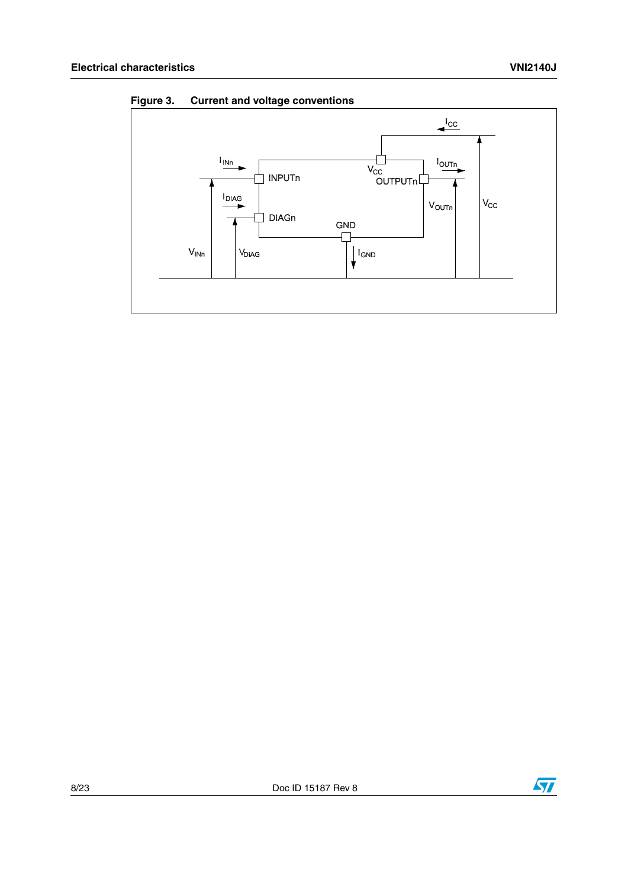Figure 3. Current and voltage conventions

$I_{CC}$

$I_{INn}$

INPUTn

$V_{CC}$

OUTPUTn

$I_{OUTn}$

$I_{DIAG}$

DIAGn

$V_{OUTn}$

$V_{CC}$

GND

$V_{INn}$

$V_{DIAG}$

$I_{GND}$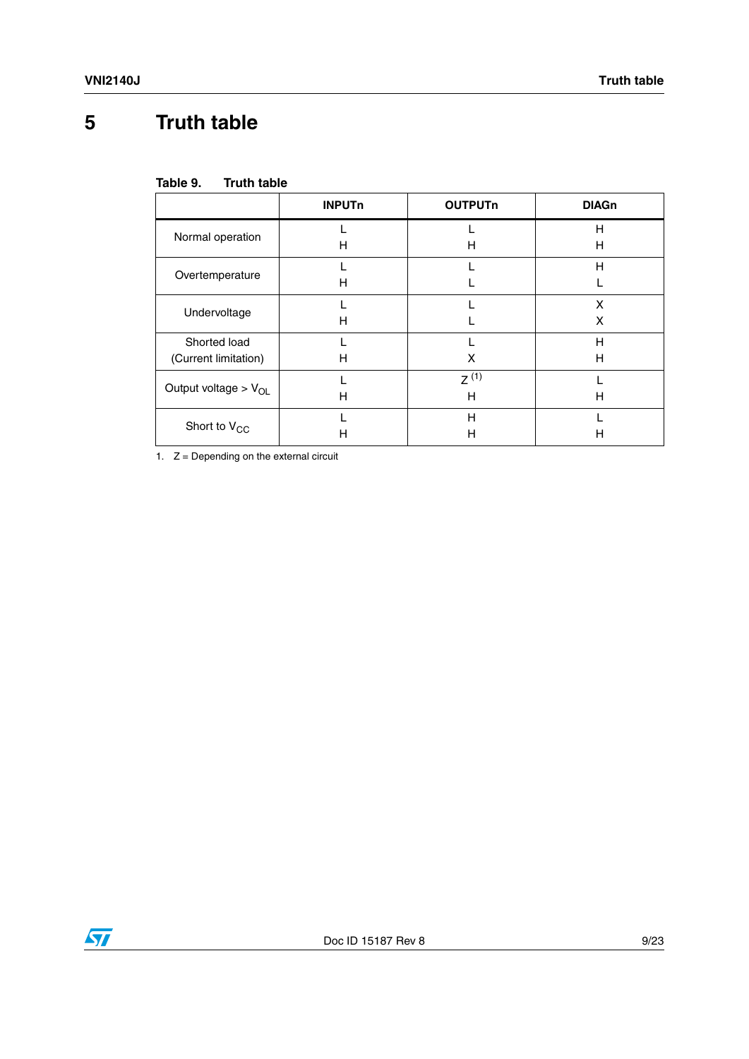# 5 Truth table

**Table 9. Truth table**

| | INPUTn | OUTPUTn | DIAGn |
|---|---|---|---|
| Normal operation | L<br>H | L<br>H | H<br>H |
| Overtemperature | L<br>H | L<br>L | H<br>L |
| Undervoltage | L<br>H | L<br>L | X<br>X |
| Shorted load (Current limitation) | L<br>H | L<br>X | H<br>H |
| Output voltage > $V_{OL}$ | L<br>H | Z [(1)]<br>H | L<br>H |
| Short to $V_{CC}$ | L<br>H | H<br>H | L<br>H |

1. Z = Depending on the external circuit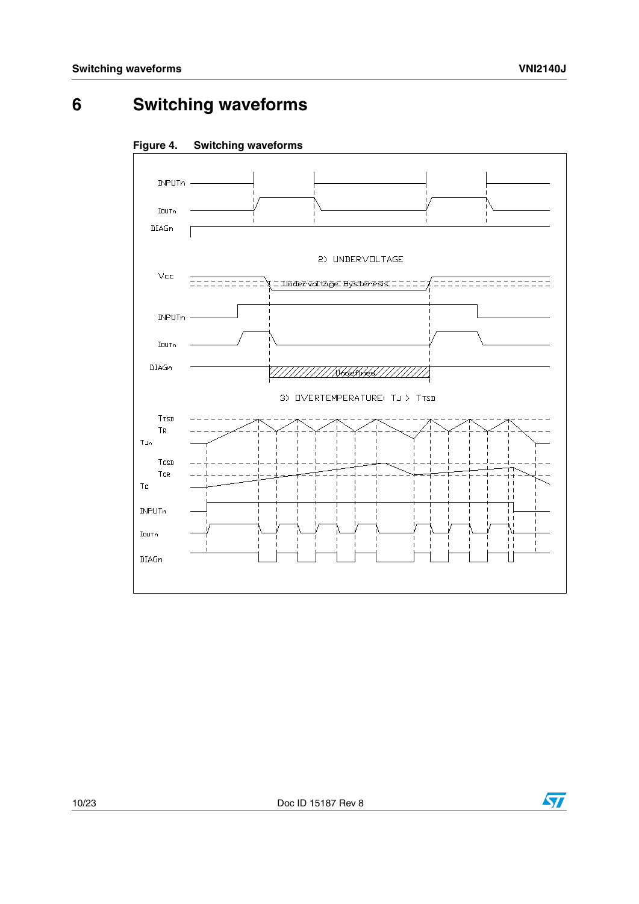# 6 Switching waveforms

**Figure 4. Switching waveforms**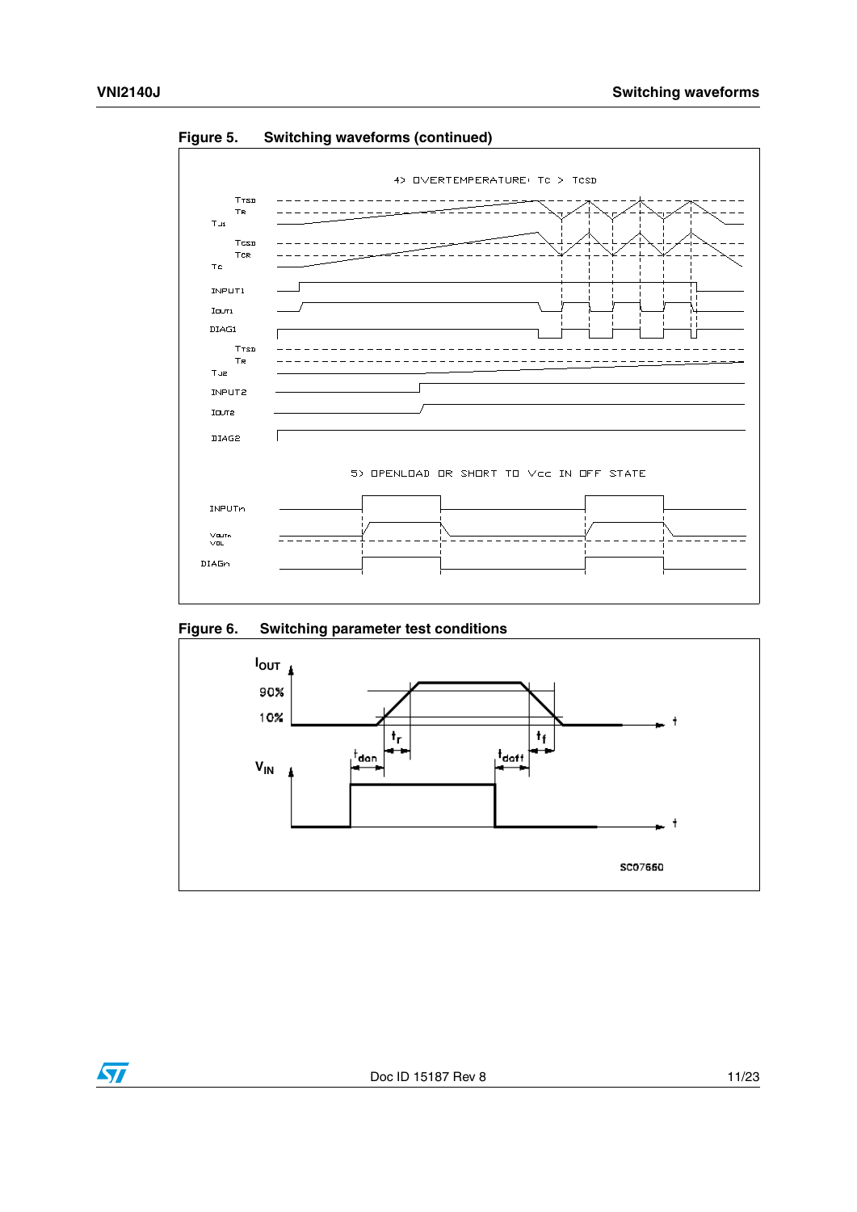**Figure 5. Switching waveforms (continued)**

**Figure 6. Switching parameter test conditions**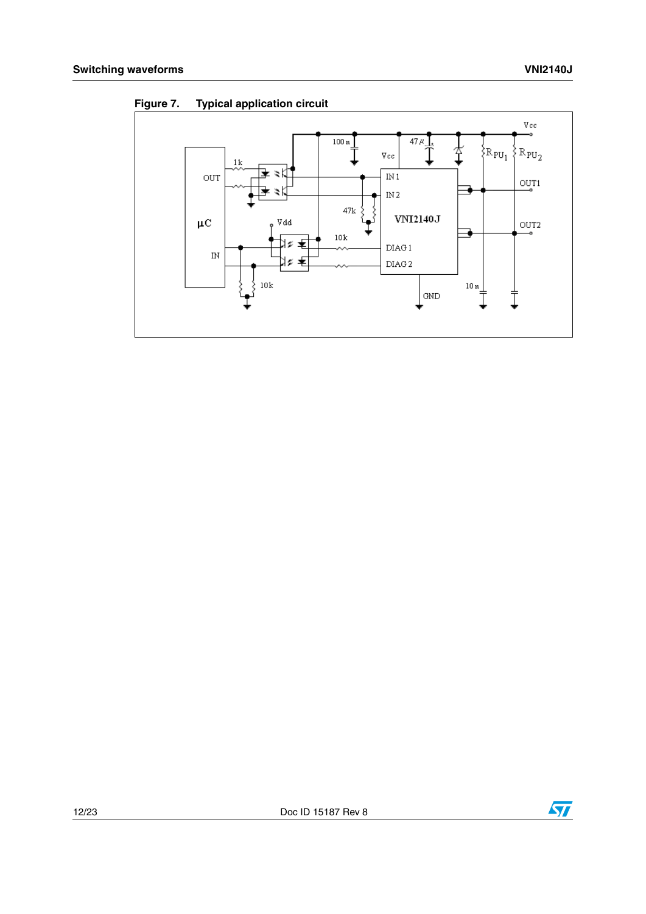Figure 7. Typical application circuit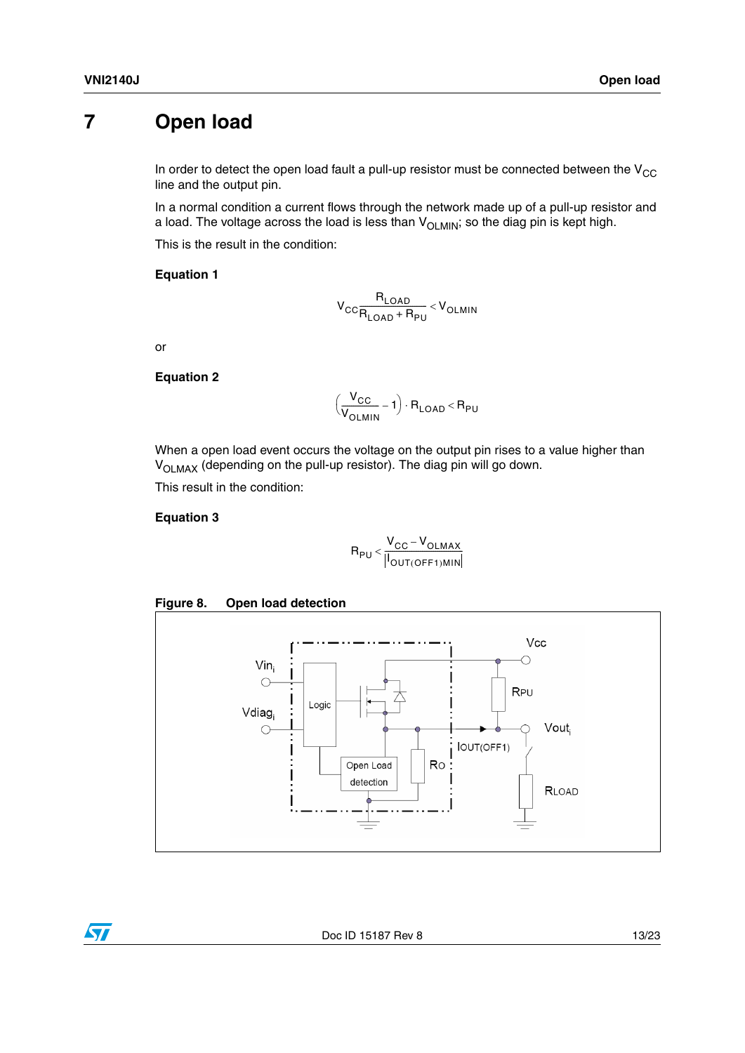# 7 Open load

In order to detect the open load fault a pull-up resistor must be connected between the $V_{CC}$ line and the output pin.

In a normal condition a current flows through the network made up of a pull-up resistor and a load. The voltage across the load is less than $V_{OLMIN}$; so the diag pin is kept high.

This is the result in the condition:

**Equation 1**

$$V_{CC}\frac{R_{LOAD}}{R_{LOAD} + R_{PU}} < V_{OLMIN}$$

or

**Equation 2**

$$\left(\frac{V_{CC}}{V_{OLMIN}} - 1\right) \cdot R_{LOAD} < R_{PU}$$

When a open load event occurs the voltage on the output pin rises to a value higher than $V_{OLMAX}$ (depending on the pull-up resistor). The diag pin will go down.

This result in the condition:

**Equation 3**

$$R_{PU} < \frac{V_{CC} - V_{OLMAX}}{|I_{OUT(OFF1)MIN}|}$$

**Figure 8. Open load detection**

Vin$_i$, Vdiag$_i$, Logic, Open Load detection, $R_O$, $I_{OUT(OFF1)}$, Vcc, RPU, Vout$_i$, RLOAD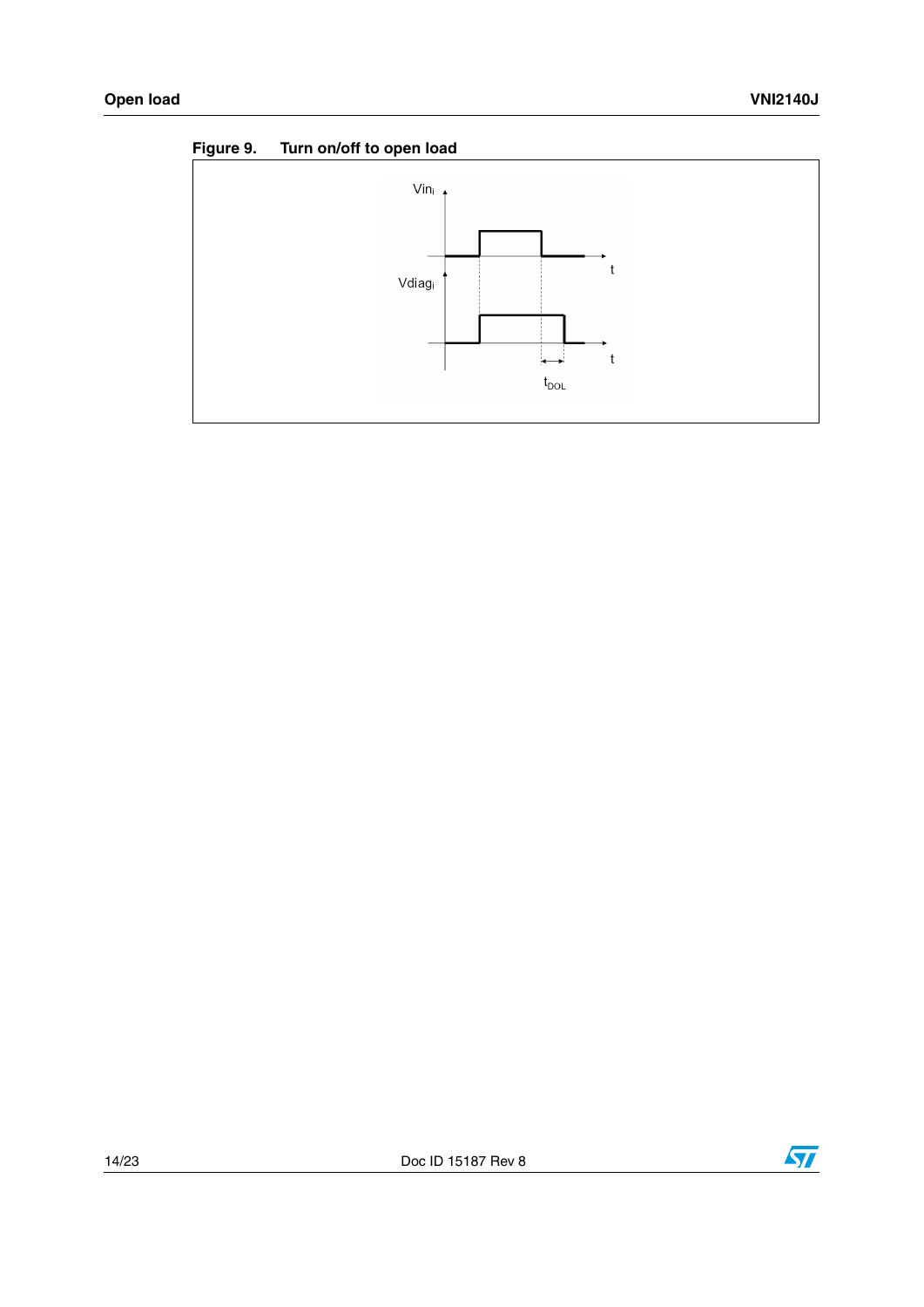Figure 9. Turn on/off to open load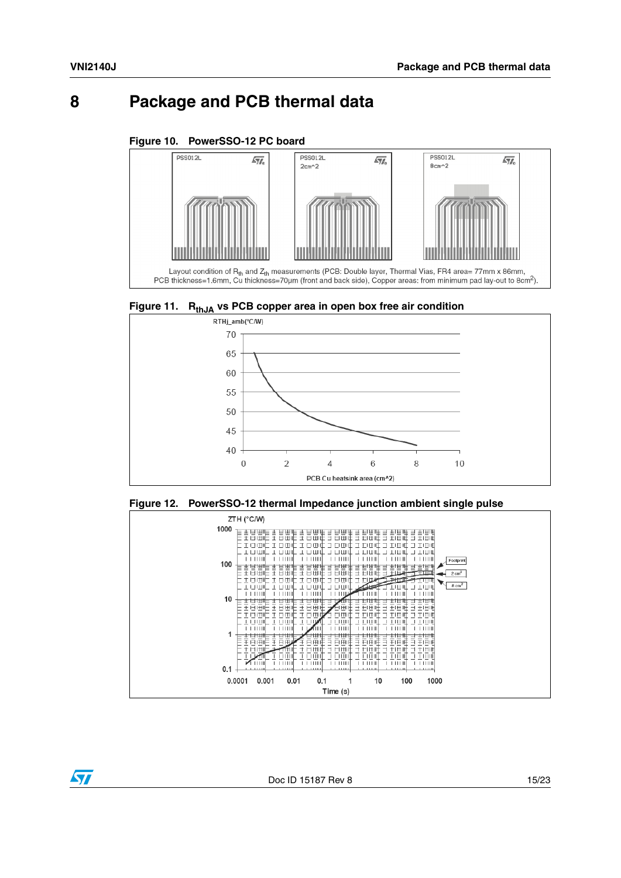# 8 Package and PCB thermal data

**Figure 10. PowerSSO-12 PC board**

Layout condition of $R_{th}$ and $Z_{th}$ measurements (PCB: Double layer, Thermal Vias, FR4 area= 77mm x 86mm, PCB thickness=1.6mm, Cu thickness=70µm (front and back side), Copper areas: from minimum pad lay-out to 8cm$^2$).

**Figure 11. $R_{thJA}$ vs PCB copper area in open box free air condition**

**Figure 12. PowerSSO-12 thermal Impedance junction ambient single pulse**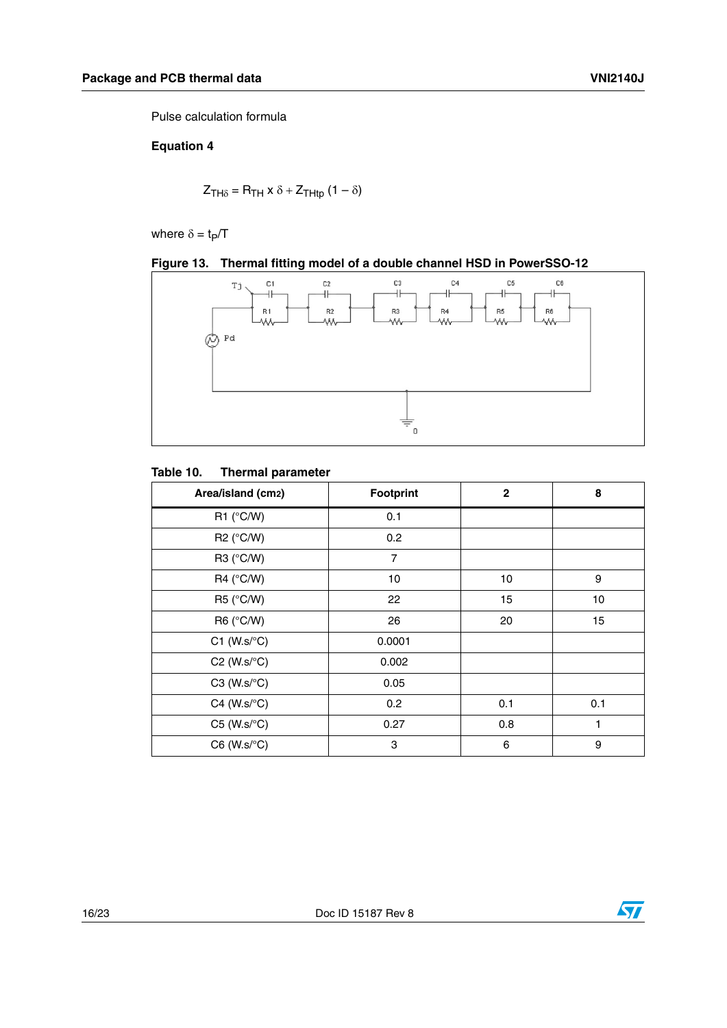Pulse calculation formula

**Equation 4**

$$Z_{TH\delta} = R_{TH} \times \delta + Z_{THtp} (1 - \delta)$$

where $\delta = t_P/T$

**Figure 13. Thermal fitting model of a double channel HSD in PowerSSO-12**

**Table 10. Thermal parameter**

| Area/island (cm2) | Footprint | 2 | 8 |
|---|---|---|---|
| R1 (°C/W) | 0.1 | | |
| R2 (°C/W) | 0.2 | | |
| R3 (°C/W) | 7 | | |
| R4 (°C/W) | 10 | 10 | 9 |
| R5 (°C/W) | 22 | 15 | 10 |
| R6 (°C/W) | 26 | 20 | 15 |
| C1 (W.s/°C) | 0.0001 | | |
| C2 (W.s/°C) | 0.002 | | |
| C3 (W.s/°C) | 0.05 | | |
| C4 (W.s/°C) | 0.2 | 0.1 | 0.1 |
| C5 (W.s/°C) | 0.27 | 0.8 | 1 |
| C6 (W.s/°C) | 3 | 6 | 9 |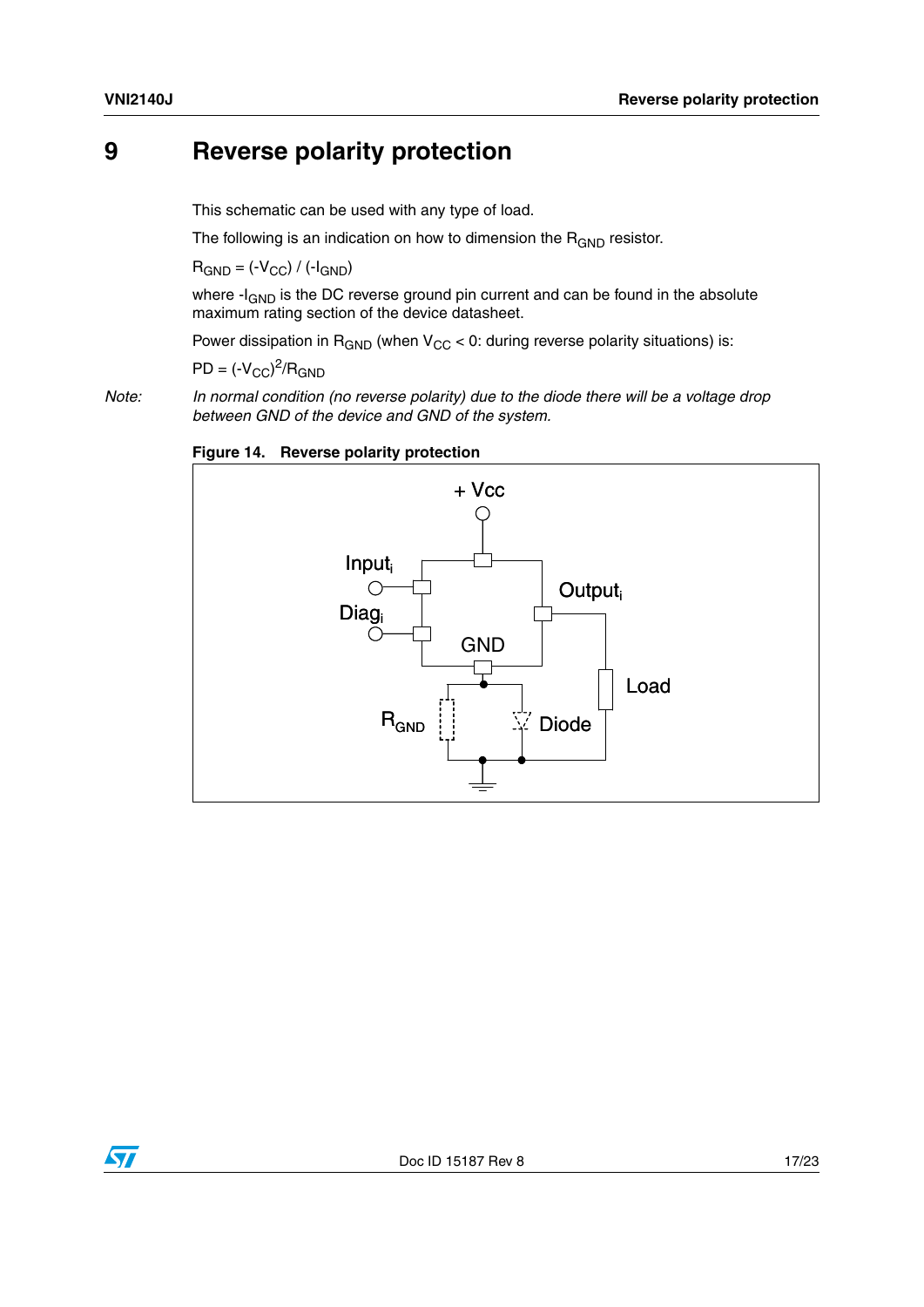# 9 Reverse polarity protection

This schematic can be used with any type of load.

The following is an indication on how to dimension the $R_{GND}$ resistor.

$R_{GND} = (-V_{CC}) / (-I_{GND})$

where $-I_{GND}$ is the DC reverse ground pin current and can be found in the absolute maximum rating section of the device datasheet.

Power dissipation in $R_{GND}$ (when $V_{CC} < 0$: during reverse polarity situations) is:

$PD = (-V_{CC})^2/R_{GND}$

*Note: In normal condition (no reverse polarity) due to the diode there will be a voltage drop between GND of the device and GND of the system.*

**Figure 14. Reverse polarity protection**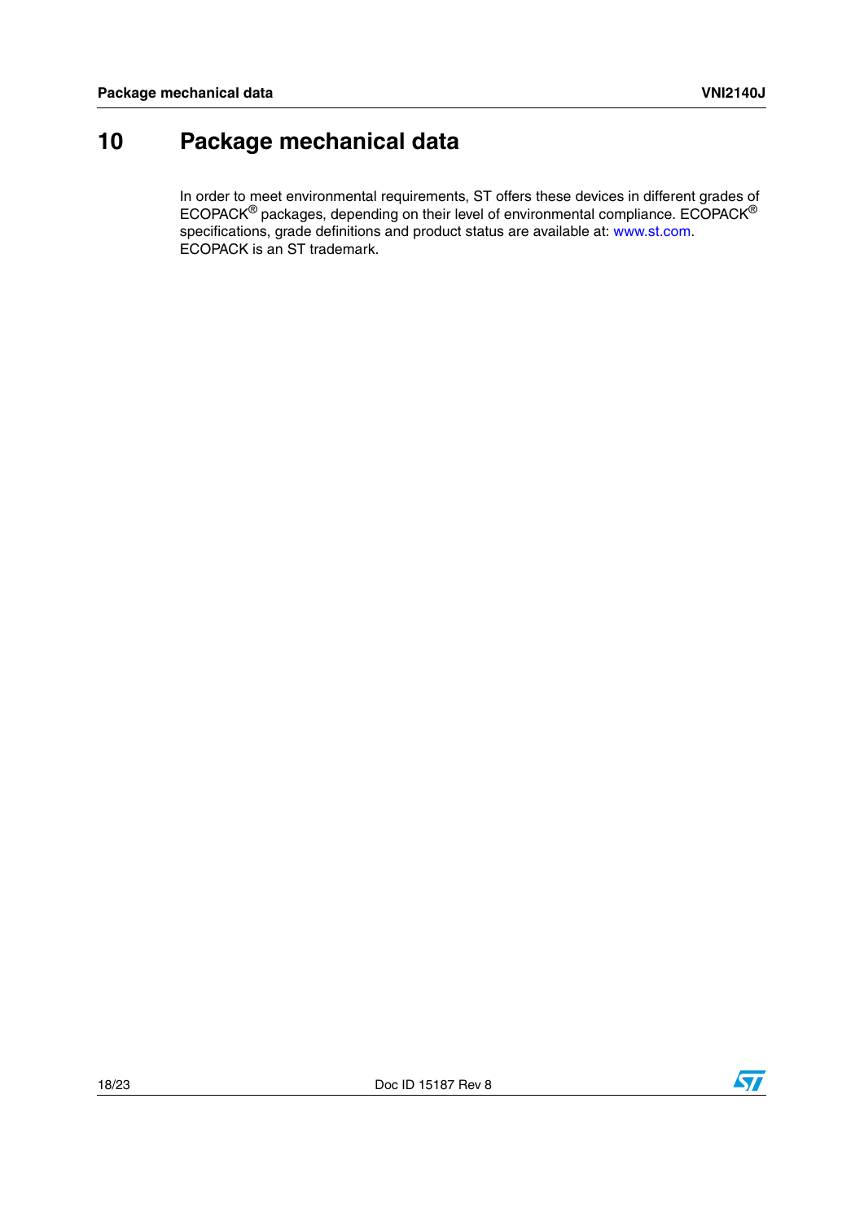# 10 Package mechanical data

In order to meet environmental requirements, ST offers these devices in different grades of ECOPACK® packages, depending on their level of environmental compliance. ECOPACK® specifications, grade definitions and product status are available at: www.st.com. ECOPACK is an ST trademark.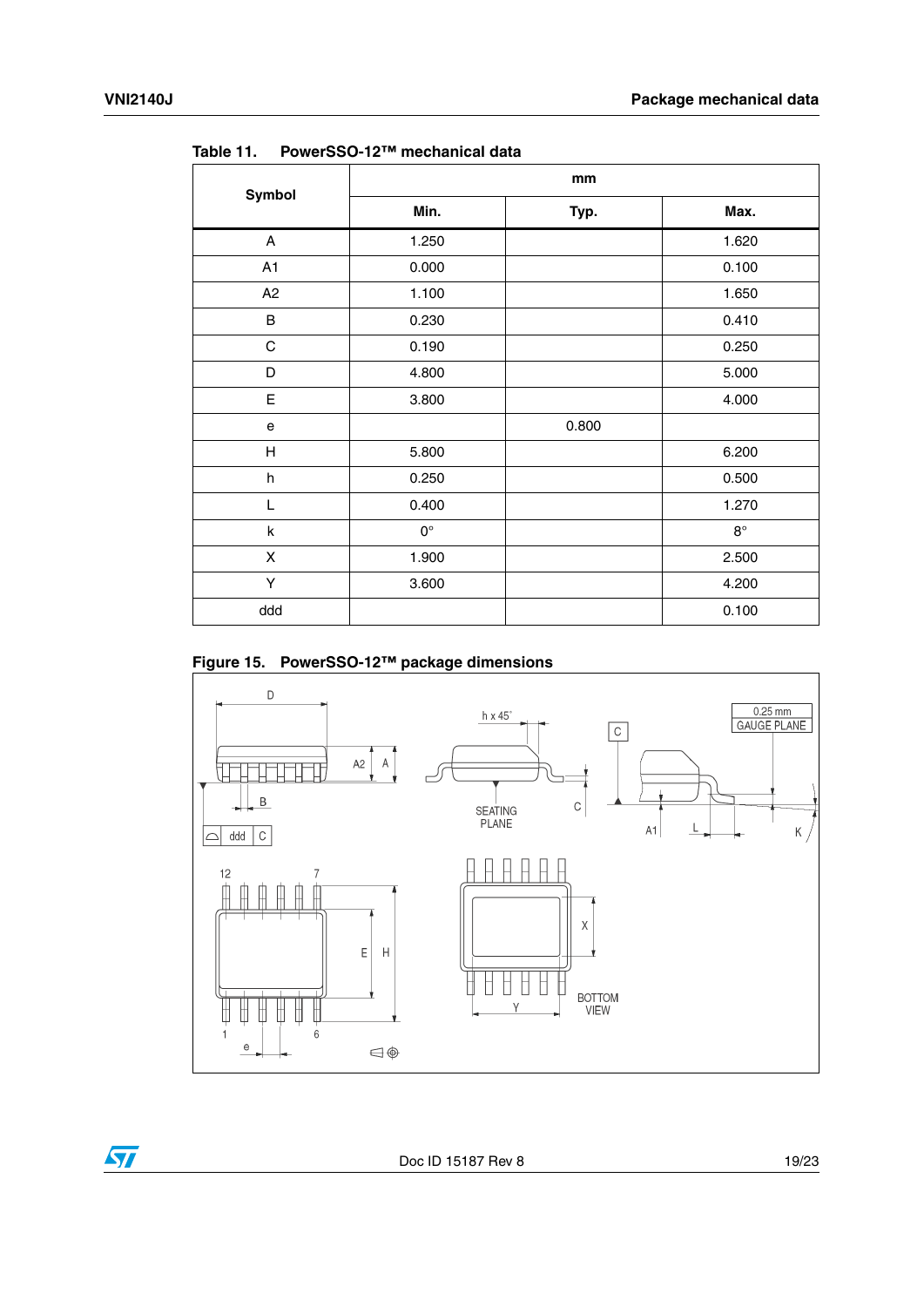Table 11. PowerSSO-12™ mechanical data

| Symbol | mm | | |
|---|---|---|---|
| | Min. | Typ. | Max. |
| A | 1.250 | | 1.620 |
| A1 | 0.000 | | 0.100 |
| A2 | 1.100 | | 1.650 |
| B | 0.230 | | 0.410 |
| C | 0.190 | | 0.250 |
| D | 4.800 | | 5.000 |
| E | 3.800 | | 4.000 |
| e | | 0.800 | |
| H | 5.800 | | 6.200 |
| h | 0.250 | | 0.500 |
| L | 0.400 | | 1.270 |
| k | 0° | | 8° |
| X | 1.900 | | 2.500 |
| Y | 3.600 | | 4.200 |
| ddd | | | 0.100 |

Figure 15. PowerSSO-12™ package dimensions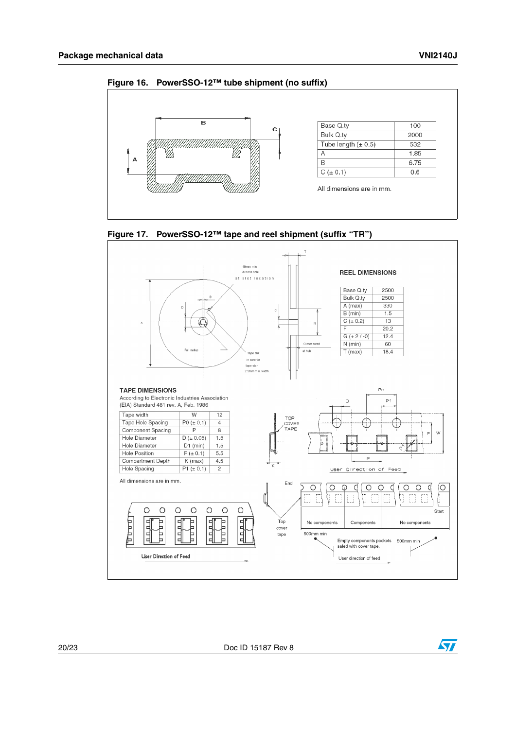**Figure 16. PowerSSO-12™ tube shipment (no suffix)**

| Base Q.ty | 100 |
|---|---|
| Bulk Q.ty | 2000 |
| Tube length (± 0.5) | 532 |
| A | 1.85 |
| B | 6.75 |
| C (± 0.1) | 0.6 |

All dimensions are in mm.

**Figure 17. PowerSSO-12™ tape and reel shipment (suffix "TR")**

**REEL DIMENSIONS**

| Base Q.ty | 2500 |
|---|---|
| Bulk Q.ty | 2500 |
| A (max) | 330 |
| B (min) | 1.5 |
| C (± 0.2) | 13 |
| F | 20.2 |
| G (+ 2 / -0) | 12.4 |
| N (min) | 60 |
| T (max) | 18.4 |

**TAPE DIMENSIONS**

According to Electronic Industries Association (EIA) Standard 481 rev. A, Feb. 1986

| Tape width | W | 12 |
|---|---|---|
| Tape Hole Spacing | P0 (± 0.1) | 4 |
| Component Spacing | P | 8 |
| Hole Diameter | D (± 0.05) | 1.5 |
| Hole Diameter | D1 (min) | 1.5 |
| Hole Position | F (± 0.1) | 5.5 |
| Compartment Depth | K (max) | 4.5 |
| Hole Spacing | P1 (± 0.1) | 2 |

All dimensions are in mm.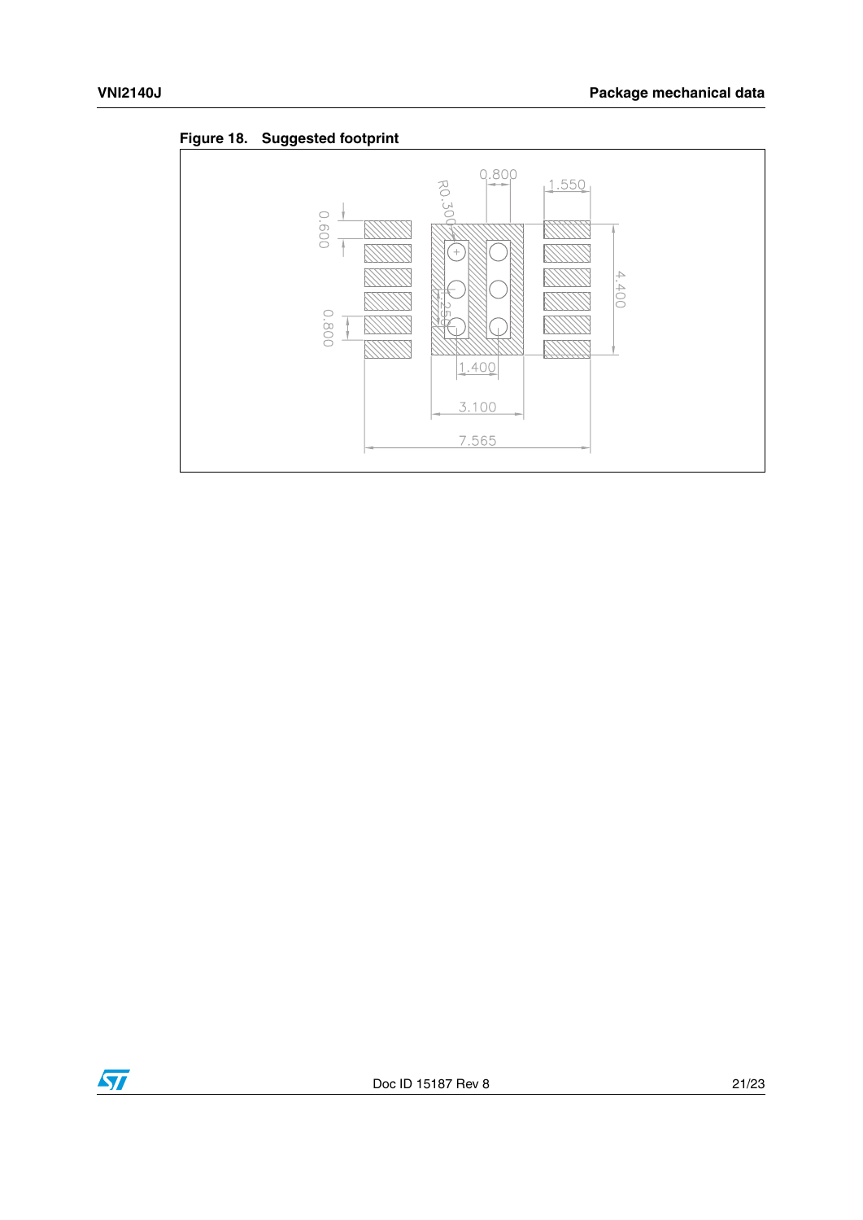**Figure 18. Suggested footprint**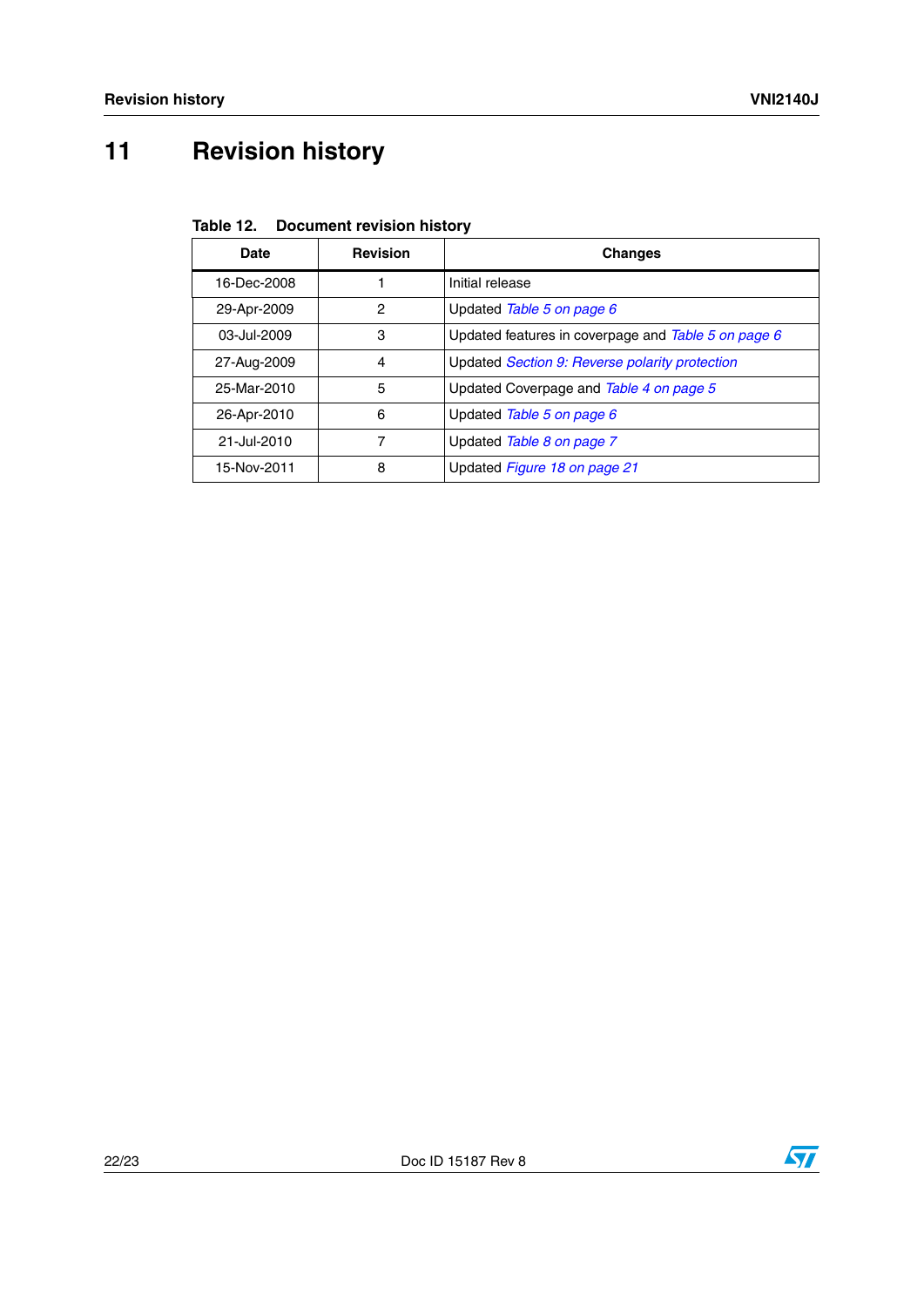# 11 Revision history

**Table 12. Document revision history**

| Date | Revision | Changes |
|---|---|---|
| 16-Dec-2008 | 1 | Initial release |
| 29-Apr-2009 | 2 | Updated *Table 5 on page 6* |
| 03-Jul-2009 | 3 | Updated features in coverpage and *Table 5 on page 6* |
| 27-Aug-2009 | 4 | Updated *Section 9: Reverse polarity protection* |
| 25-Mar-2010 | 5 | Updated Coverpage and *Table 4 on page 5* |
| 26-Apr-2010 | 6 | Updated *Table 5 on page 6* |
| 21-Jul-2010 | 7 | Updated *Table 8 on page 7* |
| 15-Nov-2011 | 8 | Updated *Figure 18 on page 21* |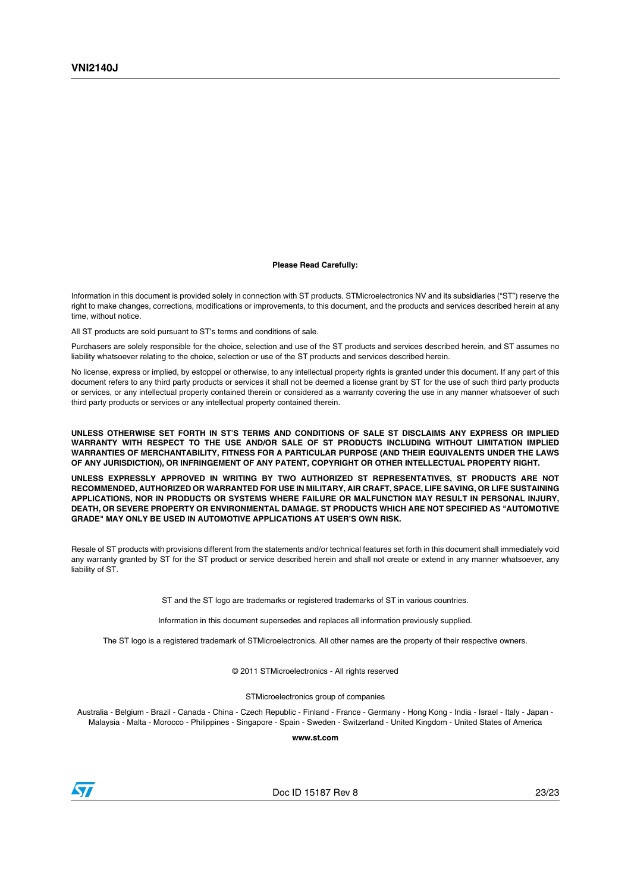**Please Read Carefully:**

Information in this document is provided solely in connection with ST products. STMicroelectronics NV and its subsidiaries (“ST”) reserve the right to make changes, corrections, modifications or improvements, to this document, and the products and services described herein at any time, without notice.

All ST products are sold pursuant to ST’s terms and conditions of sale.

Purchasers are solely responsible for the choice, selection and use of the ST products and services described herein, and ST assumes no liability whatsoever relating to the choice, selection or use of the ST products and services described herein.

No license, express or implied, by estoppel or otherwise, to any intellectual property rights is granted under this document. If any part of this document refers to any third party products or services it shall not be deemed a license grant by ST for the use of such third party products or services, or any intellectual property contained therein or considered as a warranty covering the use in any manner whatsoever of such third party products or services or any intellectual property contained therein.

**UNLESS OTHERWISE SET FORTH IN ST’S TERMS AND CONDITIONS OF SALE ST DISCLAIMS ANY EXPRESS OR IMPLIED WARRANTY WITH RESPECT TO THE USE AND/OR SALE OF ST PRODUCTS INCLUDING WITHOUT LIMITATION IMPLIED WARRANTIES OF MERCHANTABILITY, FITNESS FOR A PARTICULAR PURPOSE (AND THEIR EQUIVALENTS UNDER THE LAWS OF ANY JURISDICTION), OR INFRINGEMENT OF ANY PATENT, COPYRIGHT OR OTHER INTELLECTUAL PROPERTY RIGHT.**

**UNLESS EXPRESSLY APPROVED IN WRITING BY TWO AUTHORIZED ST REPRESENTATIVES, ST PRODUCTS ARE NOT RECOMMENDED, AUTHORIZED OR WARRANTED FOR USE IN MILITARY, AIR CRAFT, SPACE, LIFE SAVING, OR LIFE SUSTAINING APPLICATIONS, NOR IN PRODUCTS OR SYSTEMS WHERE FAILURE OR MALFUNCTION MAY RESULT IN PERSONAL INJURY, DEATH, OR SEVERE PROPERTY OR ENVIRONMENTAL DAMAGE. ST PRODUCTS WHICH ARE NOT SPECIFIED AS "AUTOMOTIVE GRADE" MAY ONLY BE USED IN AUTOMOTIVE APPLICATIONS AT USER’S OWN RISK.**

Resale of ST products with provisions different from the statements and/or technical features set forth in this document shall immediately void any warranty granted by ST for the ST product or service described herein and shall not create or extend in any manner whatsoever, any liability of ST.

ST and the ST logo are trademarks or registered trademarks of ST in various countries.

Information in this document supersedes and replaces all information previously supplied.

The ST logo is a registered trademark of STMicroelectronics. All other names are the property of their respective owners.

© 2011 STMicroelectronics - All rights reserved

STMicroelectronics group of companies

Australia - Belgium - Brazil - Canada - China - Czech Republic - Finland - France - Germany - Hong Kong - India - Israel - Italy - Japan - Malaysia - Malta - Morocco - Philippines - Singapore - Spain - Sweden - Switzerland - United Kingdom - United States of America

**www.st.com**